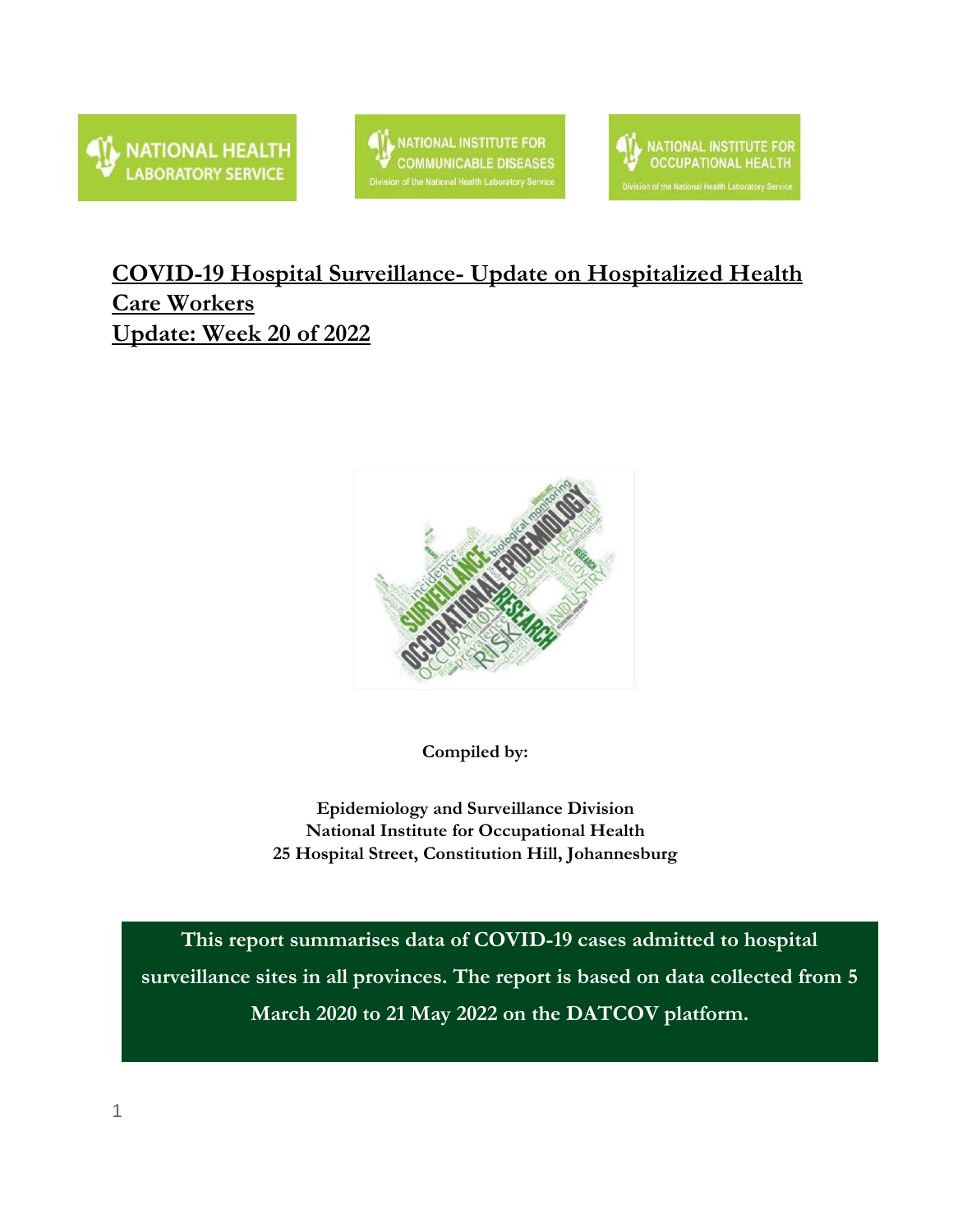# COVID-19 Hospital Surveillance- Update on Hospitalized Health Care Workers

## Update: Week 20 of 2022

**Compiled by:**

**Epidemiology and Surveillance Division**
**National Institute for Occupational Health**
**25 Hospital Street, Constitution Hill, Johannesburg**

**This report summarises data of COVID-19 cases admitted to hospital surveillance sites in all provinces. The report is based on data collected from 5 March 2020 to 21 May 2022 on the DATCOV platform.**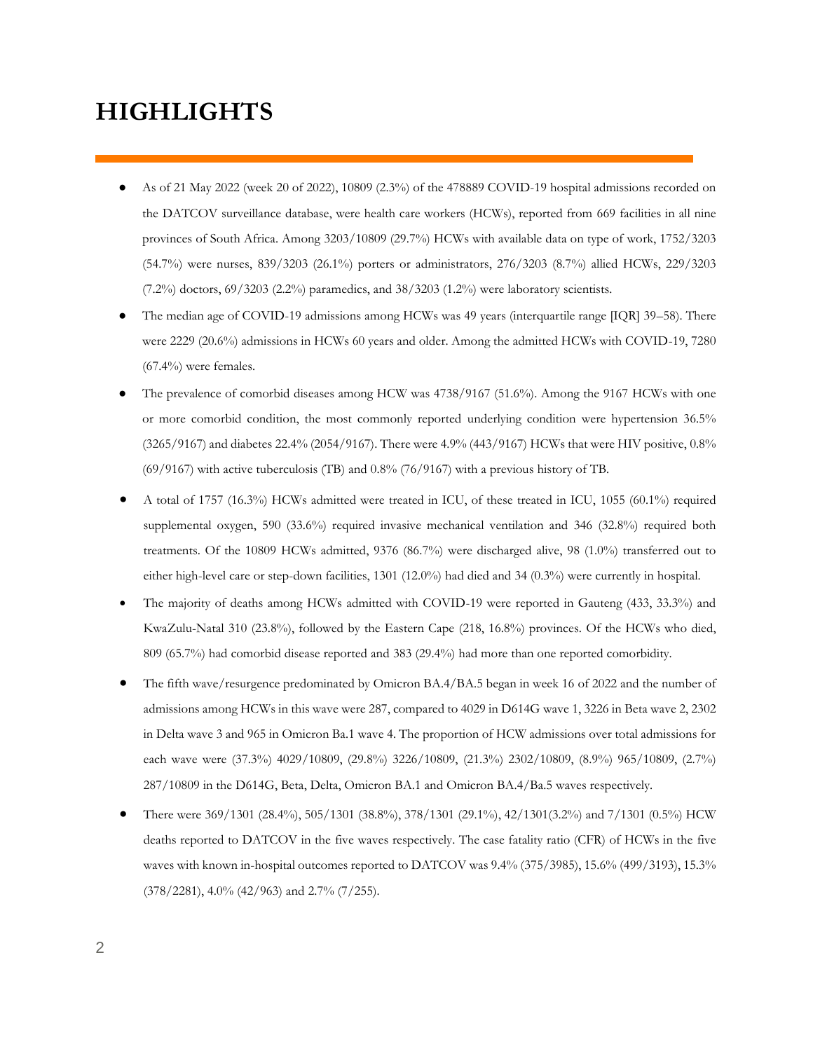# HIGHLIGHTS

- As of 21 May 2022 (week 20 of 2022), 10809 (2.3%) of the 478889 COVID-19 hospital admissions recorded on the DATCOV surveillance database, were health care workers (HCWs), reported from 669 facilities in all nine provinces of South Africa. Among 3203/10809 (29.7%) HCWs with available data on type of work, 1752/3203 (54.7%) were nurses, 839/3203 (26.1%) porters or administrators, 276/3203 (8.7%) allied HCWs, 229/3203 (7.2%) doctors, 69/3203 (2.2%) paramedics, and 38/3203 (1.2%) were laboratory scientists.
- The median age of COVID-19 admissions among HCWs was 49 years (interquartile range [IQR] 39–58). There were 2229 (20.6%) admissions in HCWs 60 years and older. Among the admitted HCWs with COVID-19, 7280 (67.4%) were females.
- The prevalence of comorbid diseases among HCW was 4738/9167 (51.6%). Among the 9167 HCWs with one or more comorbid condition, the most commonly reported underlying condition were hypertension 36.5% (3265/9167) and diabetes 22.4% (2054/9167). There were 4.9% (443/9167) HCWs that were HIV positive, 0.8% (69/9167) with active tuberculosis (TB) and 0.8% (76/9167) with a previous history of TB.
- A total of 1757 (16.3%) HCWs admitted were treated in ICU, of these treated in ICU, 1055 (60.1%) required supplemental oxygen, 590 (33.6%) required invasive mechanical ventilation and 346 (32.8%) required both treatments. Of the 10809 HCWs admitted, 9376 (86.7%) were discharged alive, 98 (1.0%) transferred out to either high-level care or step-down facilities, 1301 (12.0%) had died and 34 (0.3%) were currently in hospital.
- The majority of deaths among HCWs admitted with COVID-19 were reported in Gauteng (433, 33.3%) and KwaZulu-Natal 310 (23.8%), followed by the Eastern Cape (218, 16.8%) provinces. Of the HCWs who died, 809 (65.7%) had comorbid disease reported and 383 (29.4%) had more than one reported comorbidity.
- The fifth wave/resurgence predominated by Omicron BA.4/BA.5 began in week 16 of 2022 and the number of admissions among HCWs in this wave were 287, compared to 4029 in D614G wave 1, 3226 in Beta wave 2, 2302 in Delta wave 3 and 965 in Omicron Ba.1 wave 4. The proportion of HCW admissions over total admissions for each wave were (37.3%) 4029/10809, (29.8%) 3226/10809, (21.3%) 2302/10809, (8.9%) 965/10809, (2.7%) 287/10809 in the D614G, Beta, Delta, Omicron BA.1 and Omicron BA.4/Ba.5 waves respectively.
- There were 369/1301 (28.4%), 505/1301 (38.8%), 378/1301 (29.1%), 42/1301(3.2%) and 7/1301 (0.5%) HCW deaths reported to DATCOV in the five waves respectively. The case fatality ratio (CFR) of HCWs in the five waves with known in-hospital outcomes reported to DATCOV was 9.4% (375/3985), 15.6% (499/3193), 15.3% (378/2281), 4.0% (42/963) and 2.7% (7/255).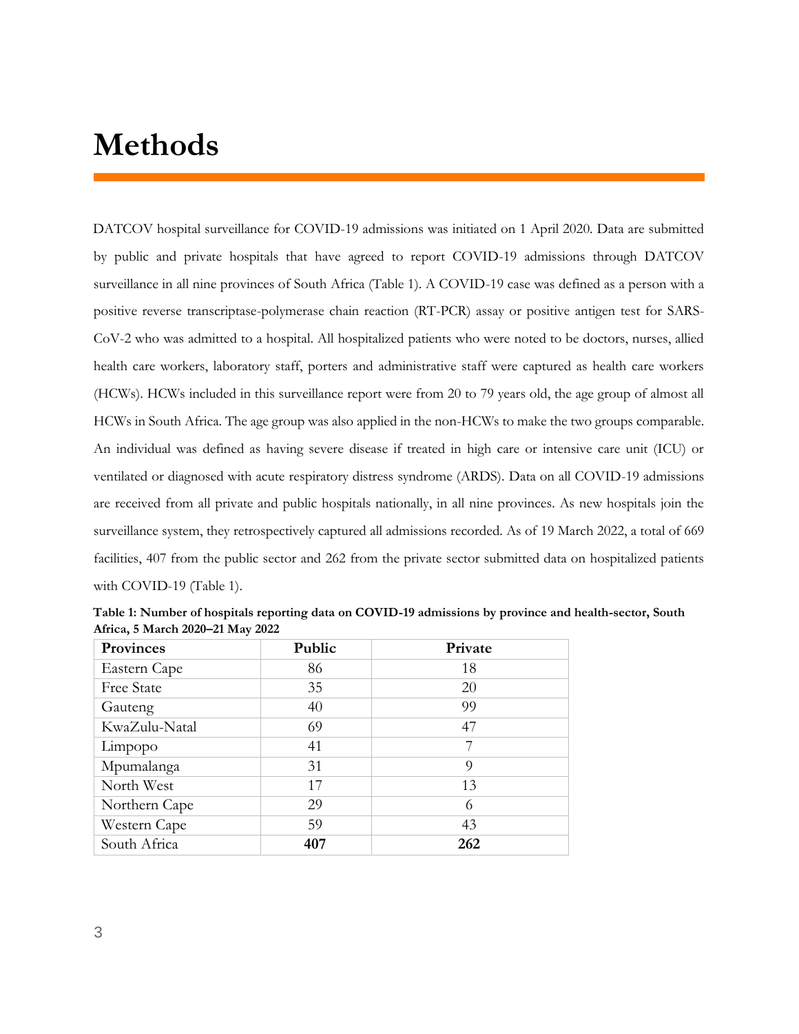# Methods

DATCOV hospital surveillance for COVID-19 admissions was initiated on 1 April 2020. Data are submitted by public and private hospitals that have agreed to report COVID-19 admissions through DATCOV surveillance in all nine provinces of South Africa (Table 1). A COVID-19 case was defined as a person with a positive reverse transcriptase-polymerase chain reaction (RT-PCR) assay or positive antigen test for SARS-CoV-2 who was admitted to a hospital. All hospitalized patients who were noted to be doctors, nurses, allied health care workers, laboratory staff, porters and administrative staff were captured as health care workers (HCWs). HCWs included in this surveillance report were from 20 to 79 years old, the age group of almost all HCWs in South Africa. The age group was also applied in the non-HCWs to make the two groups comparable. An individual was defined as having severe disease if treated in high care or intensive care unit (ICU) or ventilated or diagnosed with acute respiratory distress syndrome (ARDS). Data on all COVID-19 admissions are received from all private and public hospitals nationally, in all nine provinces. As new hospitals join the surveillance system, they retrospectively captured all admissions recorded. As of 19 March 2022, a total of 669 facilities, 407 from the public sector and 262 from the private sector submitted data on hospitalized patients with COVID-19 (Table 1).

**Table 1: Number of hospitals reporting data on COVID-19 admissions by province and health-sector, South Africa, 5 March 2020–21 May 2022**

| Provinces | Public | Private |
|---|---|---|
| Eastern Cape | 86 | 18 |
| Free State | 35 | 20 |
| Gauteng | 40 | 99 |
| KwaZulu-Natal | 69 | 47 |
| Limpopo | 41 | 7 |
| Mpumalanga | 31 | 9 |
| North West | 17 | 13 |
| Northern Cape | 29 | 6 |
| Western Cape | 59 | 43 |
| South Africa | **407** | **262** |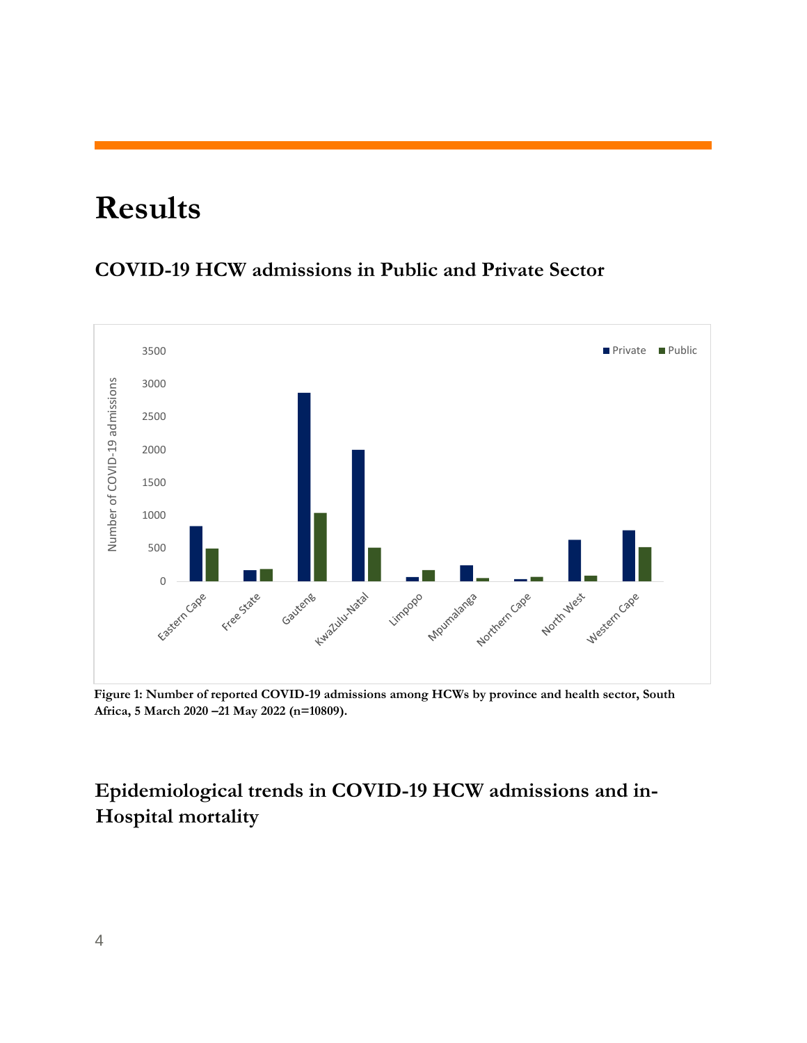# Results

## COVID-19 HCW admissions in Public and Private Sector

**Figure 1: Number of reported COVID-19 admissions among HCWs by province and health sector, South Africa, 5 March 2020 –21 May 2022 (n=10809).**

## Epidemiological trends in COVID-19 HCW admissions and in-Hospital mortality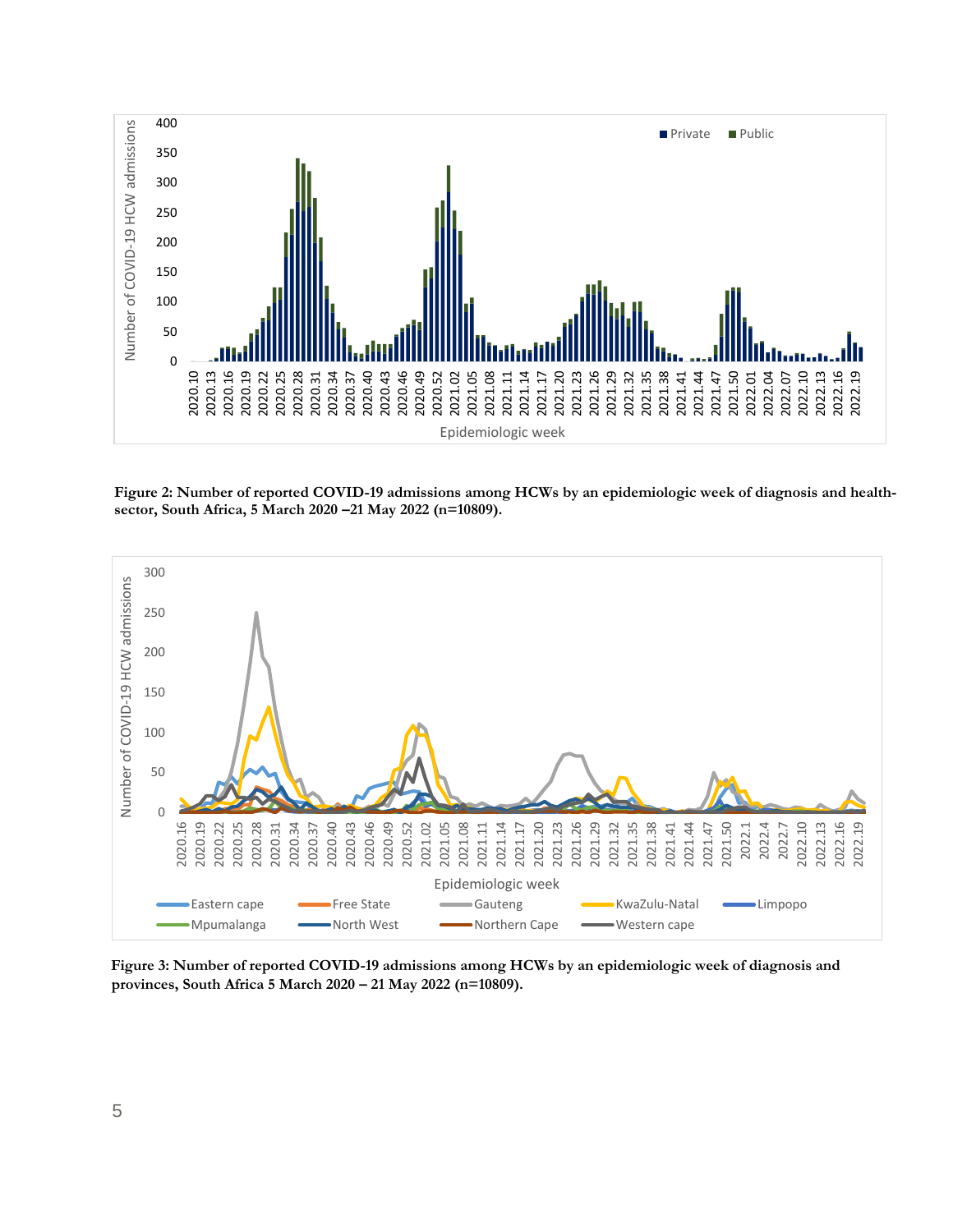**Figure 2: Number of reported COVID-19 admissions among HCWs by an epidemiologic week of diagnosis and health-sector, South Africa, 5 March 2020 –21 May 2022 (n=10809).**

**Figure 3: Number of reported COVID-19 admissions among HCWs by an epidemiologic week of diagnosis and provinces, South Africa 5 March 2020 – 21 May 2022 (n=10809).**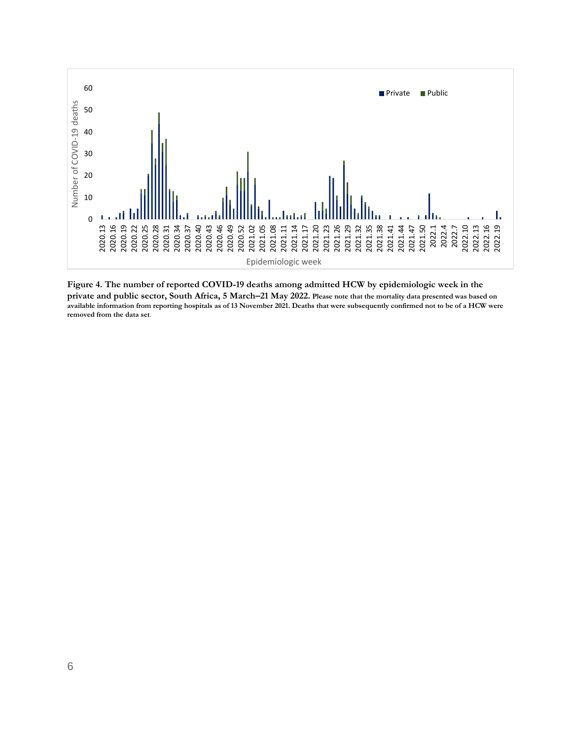**Figure 4. The number of reported COVID-19 deaths among admitted HCW by epidemiologic week in the private and public sector, South Africa, 5 March–21 May 2022.** Please note that the mortality data presented was based on available information from reporting hospitals as of 13 November 2021. Deaths that were subsequently confirmed not to be of a HCW were removed from the data set.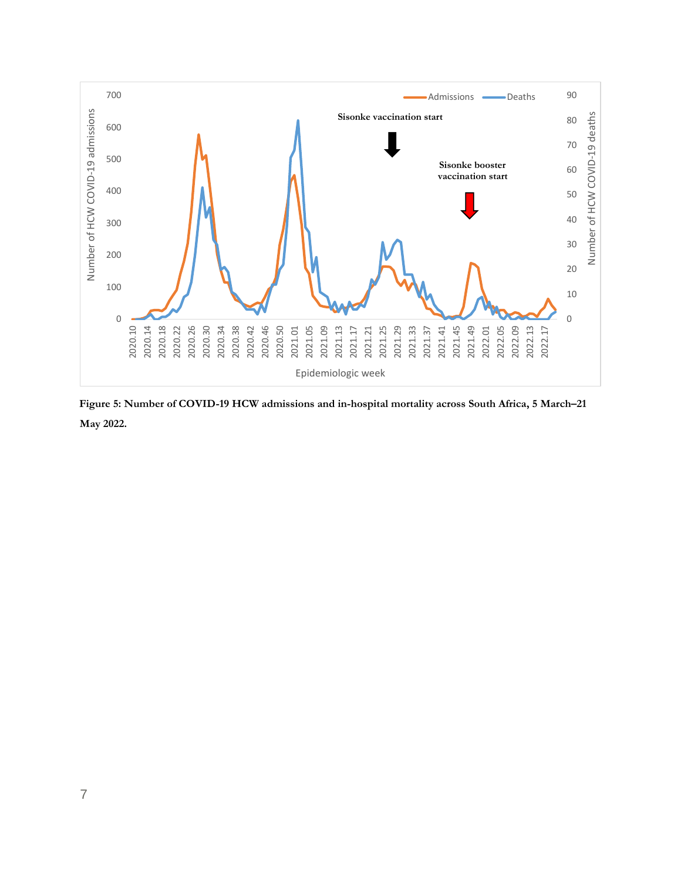**Figure 5: Number of COVID-19 HCW admissions and in-hospital mortality across South Africa, 5 March–21 May 2022.**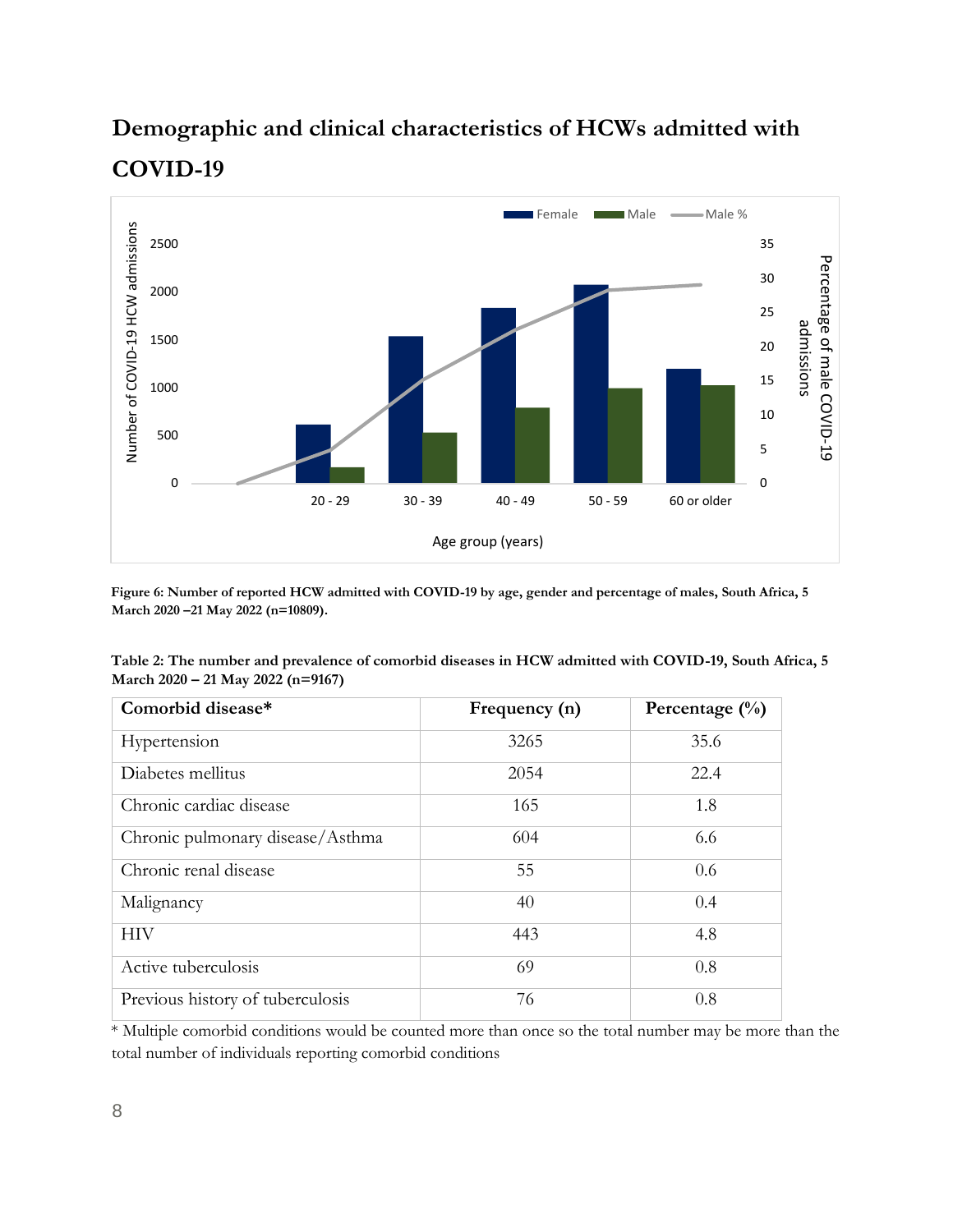## Demographic and clinical characteristics of HCWs admitted with COVID-19

**Figure 6: Number of reported HCW admitted with COVID-19 by age, gender and percentage of males, South Africa, 5 March 2020 –21 May 2022 (n=10809).**

**Table 2: The number and prevalence of comorbid diseases in HCW admitted with COVID-19, South Africa, 5 March 2020 – 21 May 2022 (n=9167)**

| Comorbid disease* | Frequency (n) | Percentage (%) |
|---|---|---|
| Hypertension | 3265 | 35.6 |
| Diabetes mellitus | 2054 | 22.4 |
| Chronic cardiac disease | 165 | 1.8 |
| Chronic pulmonary disease/Asthma | 604 | 6.6 |
| Chronic renal disease | 55 | 0.6 |
| Malignancy | 40 | 0.4 |
| HIV | 443 | 4.8 |
| Active tuberculosis | 69 | 0.8 |
| Previous history of tuberculosis | 76 | 0.8 |

* Multiple comorbid conditions would be counted more than once so the total number may be more than the total number of individuals reporting comorbid conditions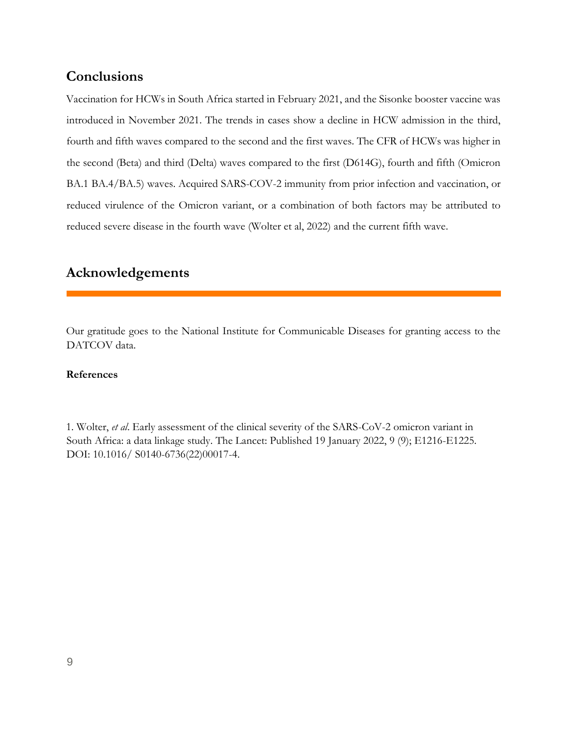## Conclusions

Vaccination for HCWs in South Africa started in February 2021, and the Sisonke booster vaccine was introduced in November 2021. The trends in cases show a decline in HCW admission in the third, fourth and fifth waves compared to the second and the first waves. The CFR of HCWs was higher in the second (Beta) and third (Delta) waves compared to the first (D614G), fourth and fifth (Omicron BA.1 BA.4/BA.5) waves. Acquired SARS-COV-2 immunity from prior infection and vaccination, or reduced virulence of the Omicron variant, or a combination of both factors may be attributed to reduced severe disease in the fourth wave (Wolter et al, 2022) and the current fifth wave.

## Acknowledgements

Our gratitude goes to the National Institute for Communicable Diseases for granting access to the DATCOV data.

**References**

1. Wolter, *et al*. Early assessment of the clinical severity of the SARS-CoV-2 omicron variant in South Africa: a data linkage study. The Lancet: Published 19 January 2022, 9 (9); E1216-E1225. DOI: 10.1016/ S0140-6736(22)00017-4.